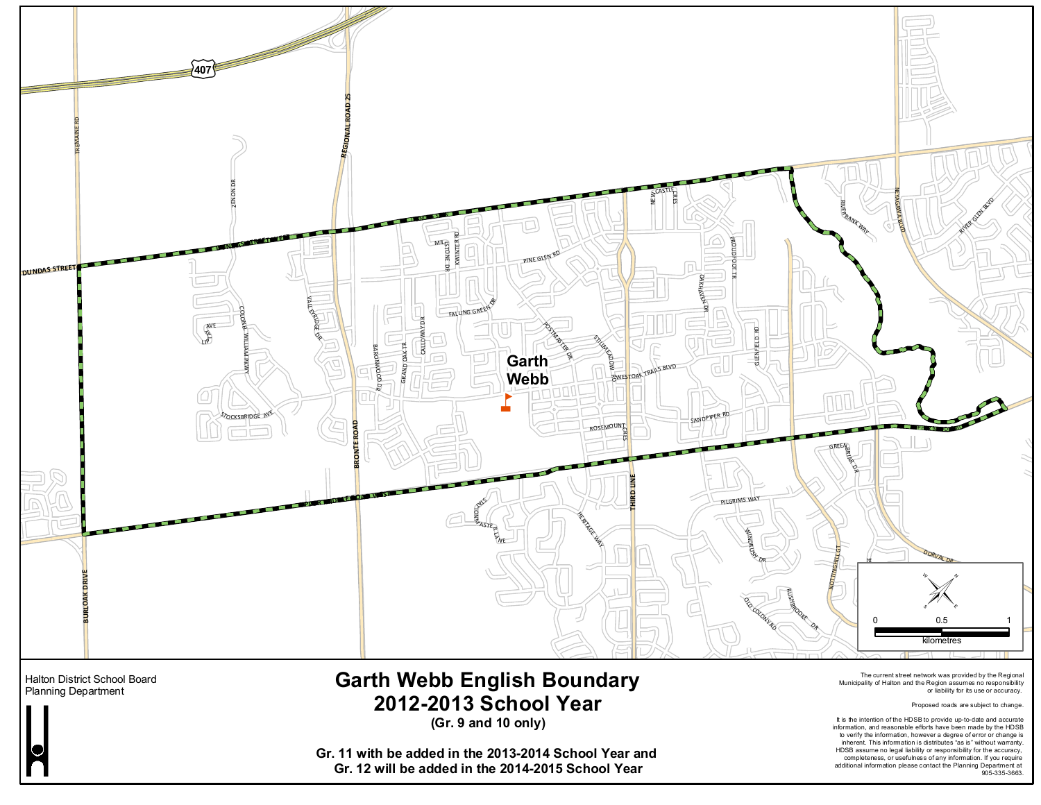# Garth Webb English Boundary 2012-2013 School Year

**(Gr. 9 and 10 only)**

**Gr. 11 with be added in the 2013-2014 School Year and Gr. 12 will be added in the 2014-2015 School Year**

Halton District School Board
Planning Department

The current street network was provided by the Regional Municipality of Halton and the Region assumes no responsibility or liability for its use or accuracy.

Proposed roads are subject to change.

It is the intention of the HDSB to provide up-to-date and accurate information, and reasonable efforts have been made by the HDSB to verify the information, however a degree of error or change is inherent. This information is distributes "as is" without warranty. HDSB assume no legal liability or responsibility for the accuracy, completeness, or usefulness of any information. If you require additional information please contact the Planning Department at 905-335-3663.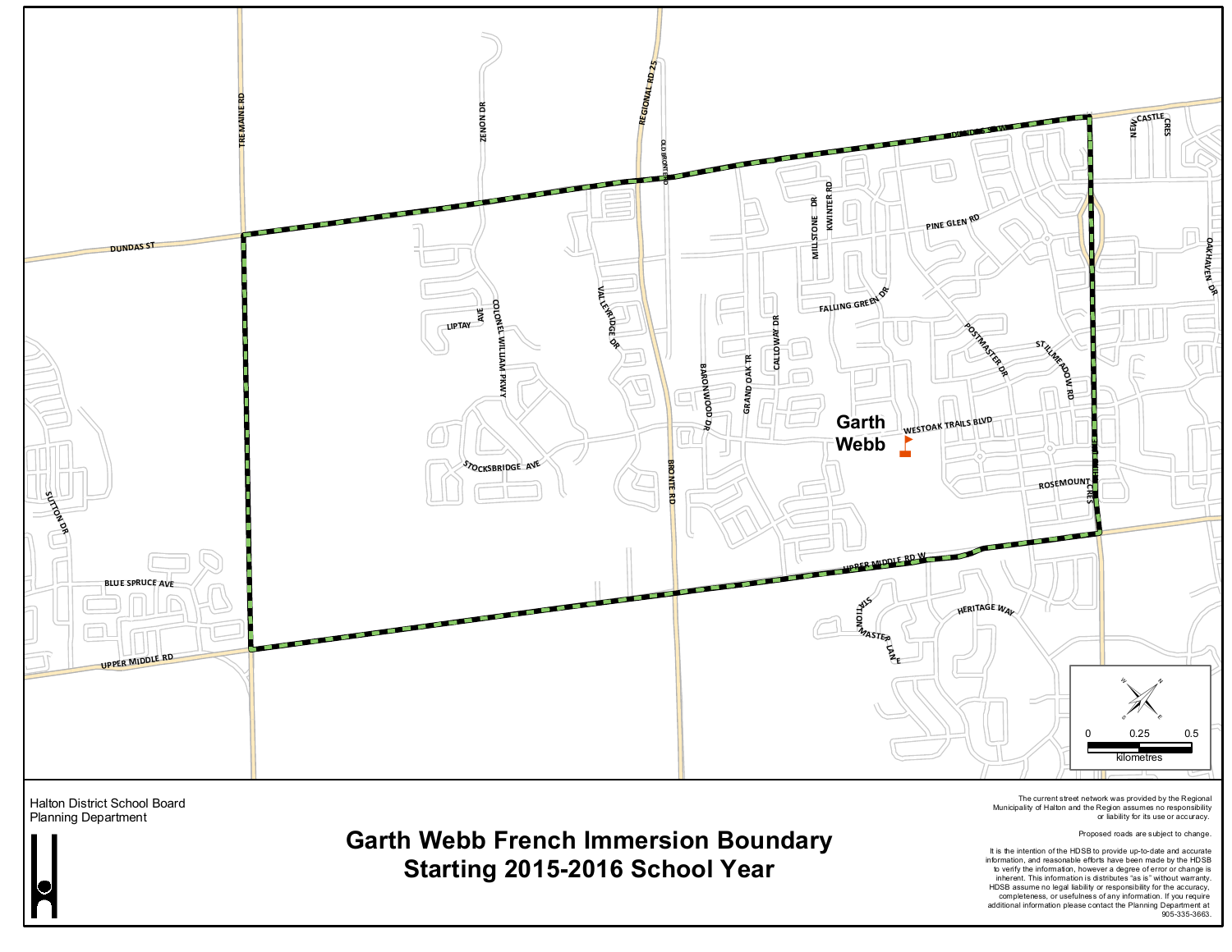DUNDAS ST

TREMAINE RD

ZENON DR

REGIONAL RD 25

OLD BRONTE RD

NEW CASTLE CRES

MILLSTONE DR

KWINTER RD

PINE GLEN RD

OAKHAVEN DR

LIPTAY AVE

COLONEL WILLIAM PKWY

VALLEYRIDGE DR

FALLING GREEN DR

POSTMASTER DR

ST ILLME ADOW RD

CALLOWAY DR

GRAND OAK TR

BARONWOOD DR

Garth Webb

WESTOAK TRAILS BLVD

STOCKSBRIDGE AVE

BRONTE RD

ROSEMOUNT CRES

SUTTON DR

UPPER MIDDLE RD W

BLUE SPRUCE AVE

STATION MASTER LANE

HERITAGE WAY

UPPER MIDDLE RD

0 0.25 0.5

kilometres

Halton District School Board
Planning Department

# Garth Webb French Immersion Boundary
# Starting 2015-2016 School Year

The current street network was provided by the Regional Municipality of Halton and the Region assumes no responsibility or liability for its use or accuracy.

Proposed roads are subject to change.

It is the intention of the HDSB to provide up-to-date and accurate information, and reasonable efforts have been made by the HDSB to verify the information, however a degree of error or change is inherent. This information is distributes "as is" without warranty. HDSB assume no legal liability or responsibility for the accuracy, completeness, or usefulness of any information. If you require additional information please contact the Planning Department at 905-335-3663.